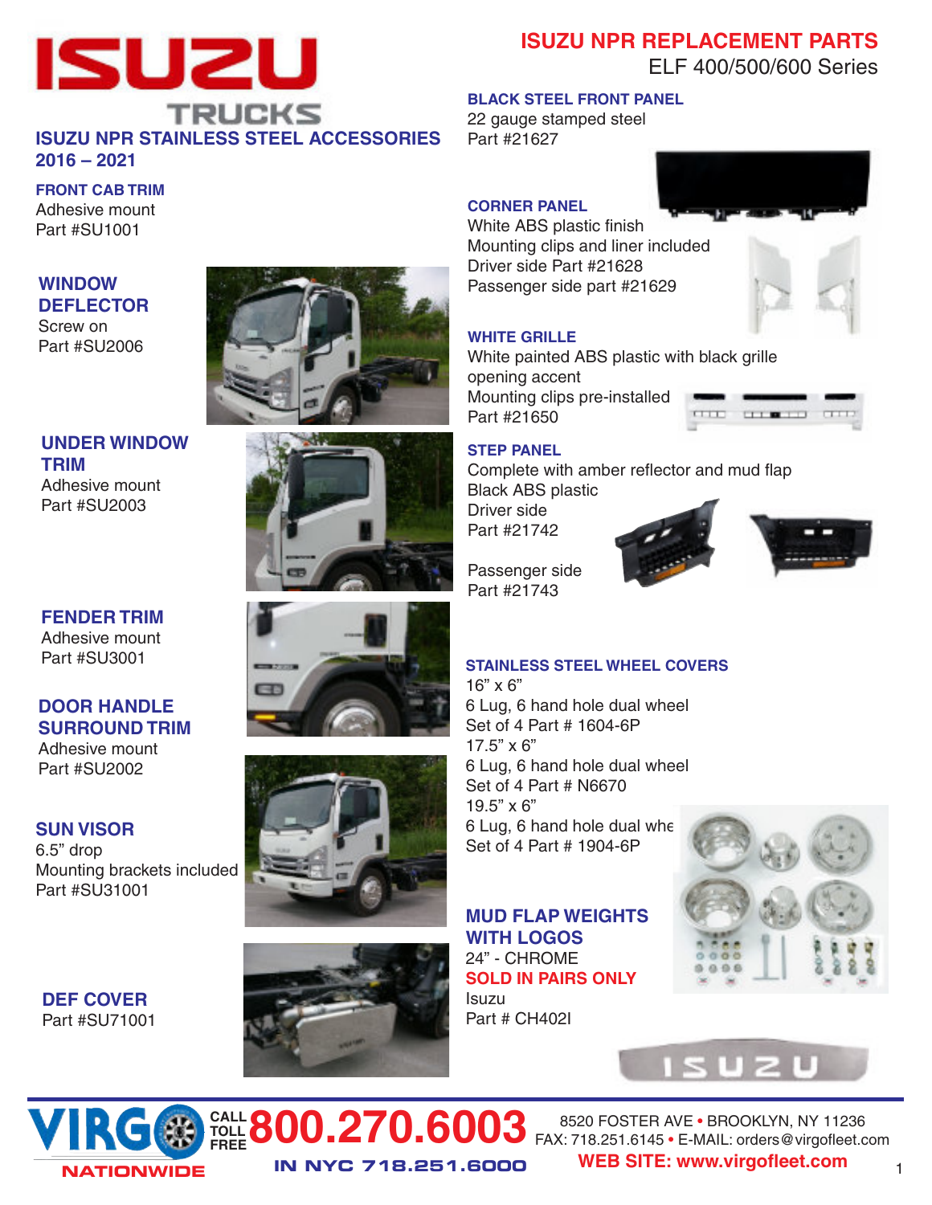# ISUZU TRUCKS

## ISUZU NPR STAINLESS STEEL ACCESSORIES 2016 – 2021

### FRONT CAB TRIM
Adhesive mount
Part #SU1001

### WINDOW DEFLECTOR
Screw on
Part #SU2006

### UNDER WINDOW TRIM
Adhesive mount
Part #SU2003

### FENDER TRIM
Adhesive mount
Part #SU3001

### DOOR HANDLE SURROUND TRIM
Adhesive mount
Part #SU2002

### SUN VISOR
6.5" drop
Mounting brackets included
Part #SU31001

### DEF COVER
Part #SU71001

## ISUZU NPR REPLACEMENT PARTS
ELF 400/500/600 Series

### BLACK STEEL FRONT PANEL
22 gauge stamped steel
Part #21627

### CORNER PANEL
White ABS plastic finish
Mounting clips and liner included
Driver side Part #21628
Passenger side part #21629

### WHITE GRILLE
White painted ABS plastic with black grille opening accent
Mounting clips pre-installed
Part #21650

### STEP PANEL
Complete with amber reflector and mud flap
Black ABS plastic
Driver side
Part #21742

Passenger side
Part #21743

### STAINLESS STEEL WHEEL COVERS
16" x 6"
6 Lug, 6 hand hole dual wheel
Set of 4 Part # 1604-6P
17.5" x 6"
6 Lug, 6 hand hole dual wheel
Set of 4 Part # N6670
19.5" x 6"
6 Lug, 6 hand hole dual whe
Set of 4 Part # 1904-6P

### MUD FLAP WEIGHTS WITH LOGOS
24" - CHROME
**SOLD IN PAIRS ONLY**
Isuzu
Part # CH402I

---

VIRGO NATIONWIDE
CALL TOLL FREE **800.270.6003**
IN NYC 718.251.6000
8520 FOSTER AVE • BROOKLYN, NY 11236
FAX: 718.251.6145 • E-MAIL: orders@virgofleet.com
**WEB SITE: www.virgofleet.com**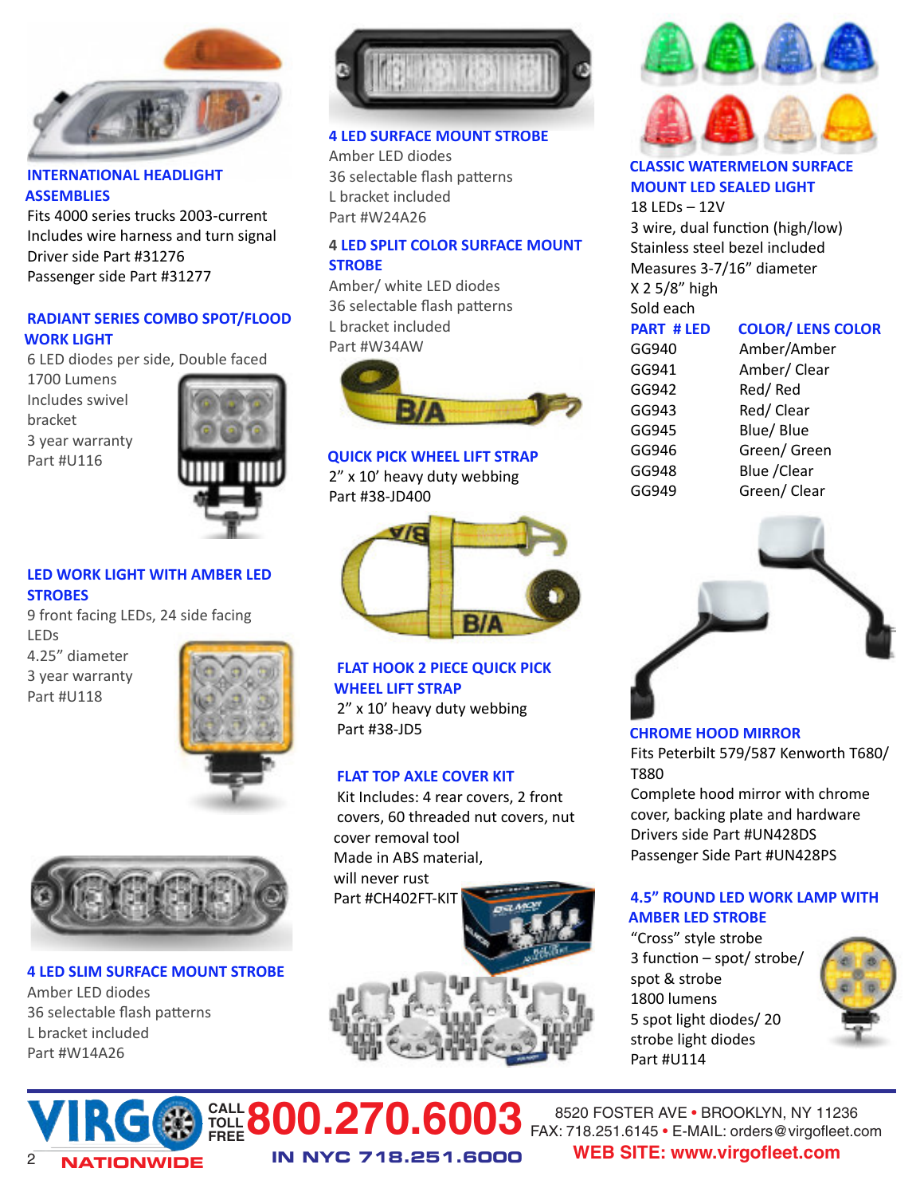## INTERNATIONAL HEADLIGHT ASSEMBLIES

Fits 4000 series trucks 2003-current
Includes wire harness and turn signal
Driver side Part #31276
Passenger side Part #31277

## RADIANT SERIES COMBO SPOT/FLOOD WORK LIGHT

6 LED diodes per side, Double faced
1700 Lumens
Includes swivel bracket
3 year warranty
Part #U116

## LED WORK LIGHT WITH AMBER LED STROBES

9 front facing LEDs, 24 side facing LEDs
4.25" diameter
3 year warranty
Part #U118

## 4 LED SLIM SURFACE MOUNT STROBE

Amber LED diodes
36 selectable flash patterns
L bracket included
Part #W14A26

## 4 LED SURFACE MOUNT STROBE

Amber LED diodes
36 selectable flash patterns
L bracket included
Part #W24A26

## 4 LED SPLIT COLOR SURFACE MOUNT STROBE

Amber/ white LED diodes
36 selectable flash patterns
L bracket included
Part #W34AW

## QUICK PICK WHEEL LIFT STRAP

2" x 10' heavy duty webbing
Part #38-JD400

## FLAT HOOK 2 PIECE QUICK PICK WHEEL LIFT STRAP

2" x 10' heavy duty webbing
Part #38-JD5

## FLAT TOP AXLE COVER KIT

Kit Includes: 4 rear covers, 2 front covers, 60 threaded nut covers, nut cover removal tool
Made in ABS material, will never rust
Part #CH402FT-KIT

## CLASSIC WATERMELON SURFACE MOUNT LED SEALED LIGHT

18 LEDs – 12V
3 wire, dual function (high/low)
Stainless steel bezel included
Measures 3-7/16" diameter X 2 5/8" high
Sold each

| PART # LED | COLOR/ LENS COLOR |
|---|---|
| GG940 | Amber/Amber |
| GG941 | Amber/ Clear |
| GG942 | Red/ Red |
| GG943 | Red/ Clear |
| GG945 | Blue/ Blue |
| GG946 | Green/ Green |
| GG948 | Blue /Clear |
| GG949 | Green/ Clear |

## CHROME HOOD MIRROR

Fits Peterbilt 579/587 Kenworth T680/ T880
Complete hood mirror with chrome cover, backing plate and hardware
Drivers side Part #UN428DS
Passenger Side Part #UN428PS

## 4.5" ROUND LED WORK LAMP WITH AMBER LED STROBE

"Cross" style strobe
3 function – spot/ strobe/ spot & strobe
1800 lumens
5 spot light diodes/ 20 strobe light diodes
Part #U114

---

VIRGO NATIONWIDE

CALL TOLL FREE 800.270.6003
IN NYC 718.251.6000

8520 FOSTER AVE • BROOKLYN, NY 11236
FAX: 718.251.6145 • E-MAIL: orders@virgofleet.com
WEB SITE: www.virgofleet.com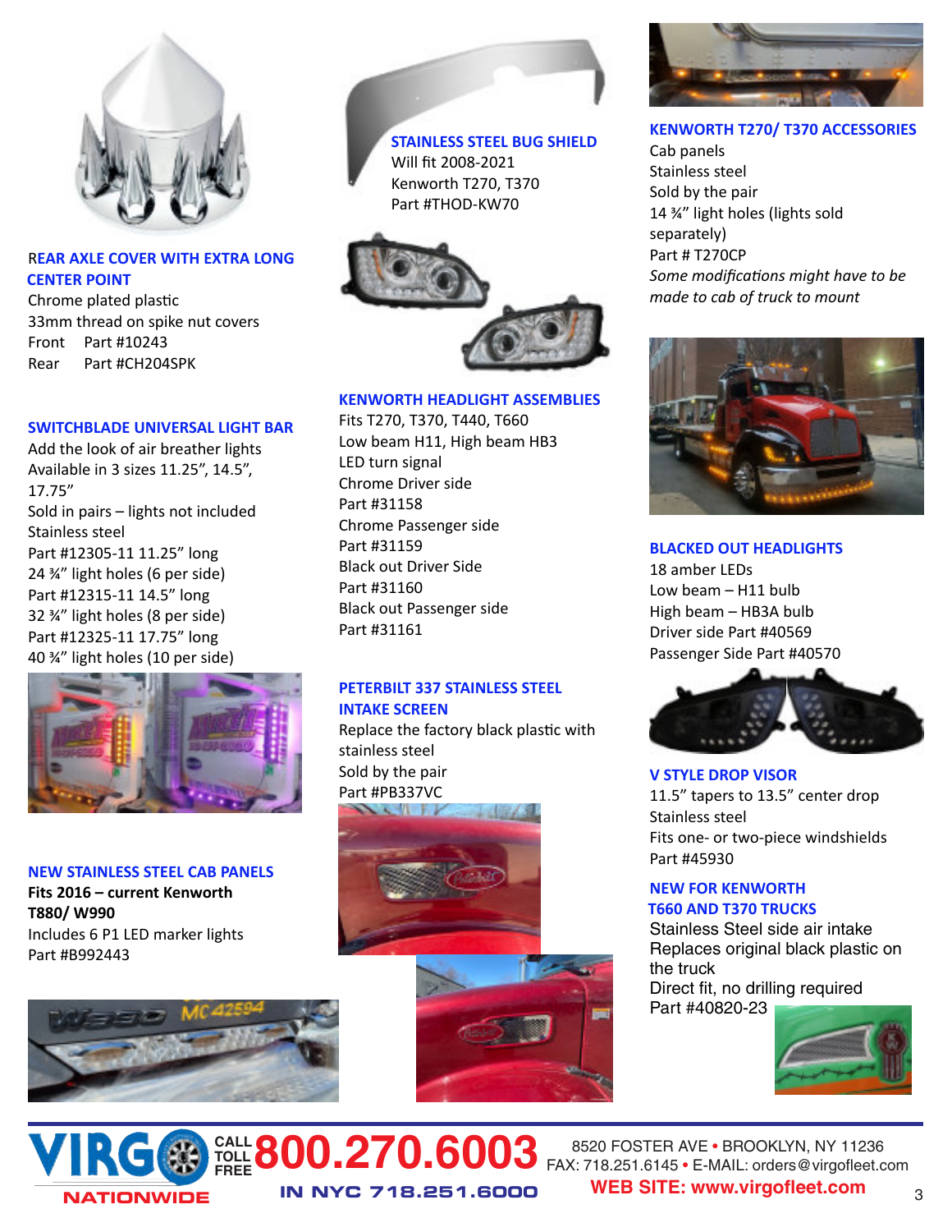### REAR AXLE COVER WITH EXTRA LONG CENTER POINT

Chrome plated plastic
33mm thread on spike nut covers
Front Part #10243
Rear Part #CH204SPK

### SWITCHBLADE UNIVERSAL LIGHT BAR

Add the look of air breather lights
Available in 3 sizes 11.25", 14.5", 17.75"
Sold in pairs – lights not included
Stainless steel
Part #12305-11 11.25" long
24 ¾" light holes (6 per side)
Part #12315-11 14.5" long
32 ¾" light holes (8 per side)
Part #12325-11 17.75" long
40 ¾" light holes (10 per side)

### NEW STAINLESS STEEL CAB PANELS

**Fits 2016 – current Kenworth T880/ W990**
Includes 6 P1 LED marker lights
Part #B992443

### STAINLESS STEEL BUG SHIELD

Will fit 2008-2021
Kenworth T270, T370
Part #THOD-KW70

### KENWORTH HEADLIGHT ASSEMBLIES

Fits T270, T370, T440, T660
Low beam H11, High beam HB3
LED turn signal
Chrome Driver side
Part #31158
Chrome Passenger side
Part #31159
Black out Driver Side
Part #31160
Black out Passenger side
Part #31161

### PETERBILT 337 STAINLESS STEEL INTAKE SCREEN

Replace the factory black plastic with stainless steel
Sold by the pair
Part #PB337VC

### KENWORTH T270/ T370 ACCESSORIES

Cab panels
Stainless steel
Sold by the pair
14 ¾" light holes (lights sold separately)
Part # T270CP
*Some modifications might have to be made to cab of truck to mount*

### BLACKED OUT HEADLIGHTS

18 amber LEDs
Low beam – H11 bulb
High beam – HB3A bulb
Driver side Part #40569
Passenger Side Part #40570

### V STYLE DROP VISOR

11.5" tapers to 13.5" center drop
Stainless steel
Fits one- or two-piece windshields
Part #45930

### NEW FOR KENWORTH T660 AND T370 TRUCKS

Stainless Steel side air intake
Replaces original black plastic on the truck
Direct fit, no drilling required
Part #40820-23

**VIRGO NATIONWIDE** — CALL TOLL FREE **800.270.6003** — IN NYC 718.251.6000
8520 FOSTER AVE • BROOKLYN, NY 11236
FAX: 718.251.6145 • E-MAIL: orders@virgofleet.com
**WEB SITE: www.virgofleet.com**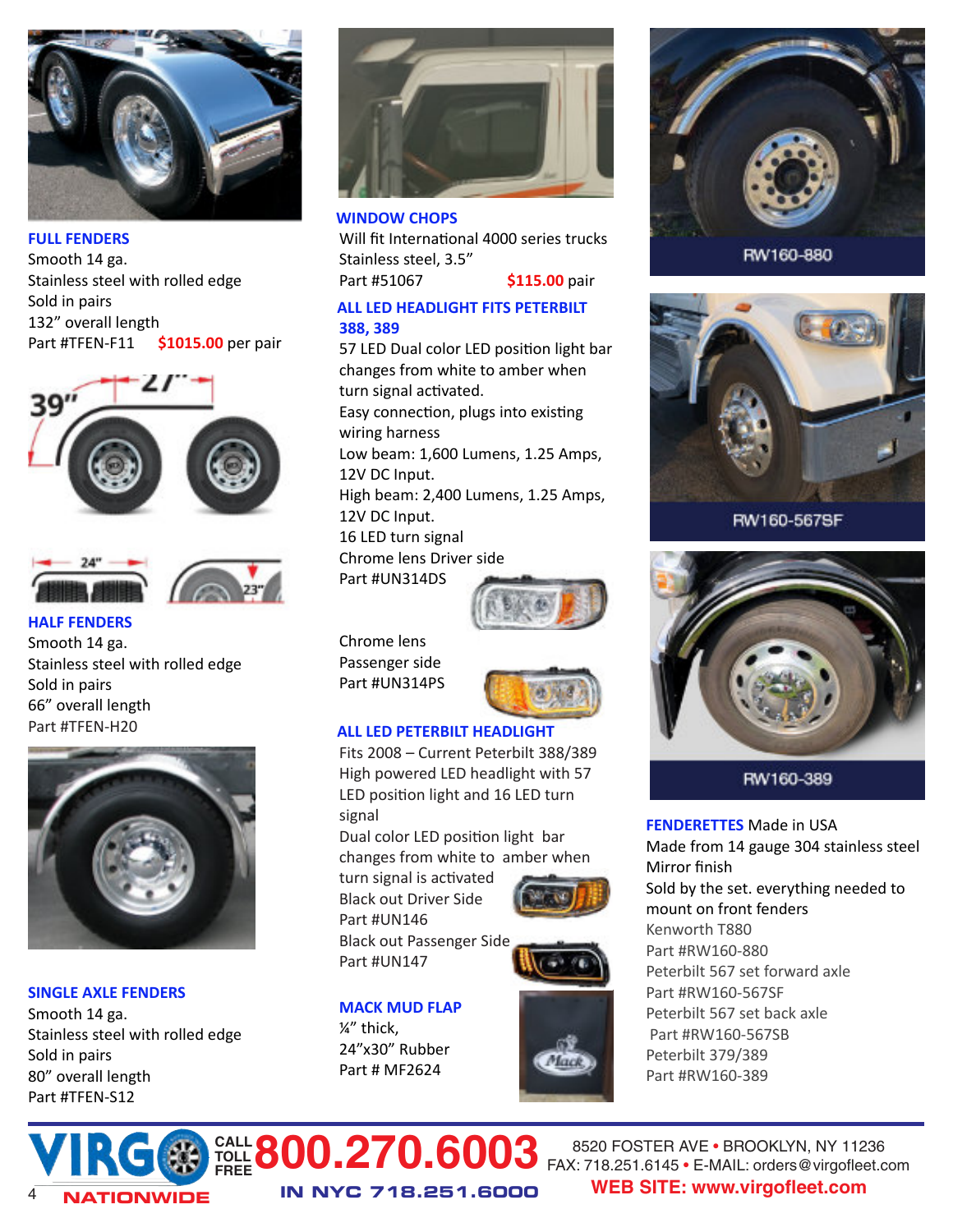### FULL FENDERS

Smooth 14 ga.
Stainless steel with rolled edge
Sold in pairs
132" overall length
Part #TFEN-F11 **$1015.00** per pair

39"
27"
24"
23"

### HALF FENDERS

Smooth 14 ga.
Stainless steel with rolled edge
Sold in pairs
66" overall length
Part #TFEN-H20

### SINGLE AXLE FENDERS

Smooth 14 ga.
Stainless steel with rolled edge
Sold in pairs
80" overall length
Part #TFEN-S12

### WINDOW CHOPS

Will fit International 4000 series trucks
Stainless steel, 3.5"
Part #51067 **$115.00** pair

### ALL LED HEADLIGHT FITS PETERBILT 388, 389

57 LED Dual color LED position light bar changes from white to amber when turn signal activated.
Easy connection, plugs into existing wiring harness
Low beam: 1,600 Lumens, 1.25 Amps, 12V DC Input.
High beam: 2,400 Lumens, 1.25 Amps, 12V DC Input.
16 LED turn signal
Chrome lens Driver side
Part #UN314DS

Chrome lens
Passenger side
Part #UN314PS

### ALL LED PETERBILT HEADLIGHT

Fits 2008 – Current Peterbilt 388/389
High powered LED headlight with 57 LED position light and 16 LED turn signal
Dual color LED position light bar changes from white to amber when turn signal is activated
Black out Driver Side
Part #UN146
Black out Passenger Side
Part #UN147

### MACK MUD FLAP

¼" thick,
24"x30" Rubber
Part # MF2624

RW160-880

RW160-567SF

RW160-389

### FENDERETTES Made in USA

Made from 14 gauge 304 stainless steel
Mirror finish
Sold by the set. everything needed to mount on front fenders
Kenworth T880
Part #RW160-880
Peterbilt 567 set forward axle
Part #RW160-567SF
Peterbilt 567 set back axle
Part #RW160-567SB
Peterbilt 379/389
Part #RW160-389

VIRGO NATIONWIDE — CALL TOLL FREE 800.270.6003 — IN NYC 718.251.6000
8520 FOSTER AVE • BROOKLYN, NY 11236
FAX: 718.251.6145 • E-MAIL: orders@virgofleet.com
WEB SITE: www.virgofleet.com